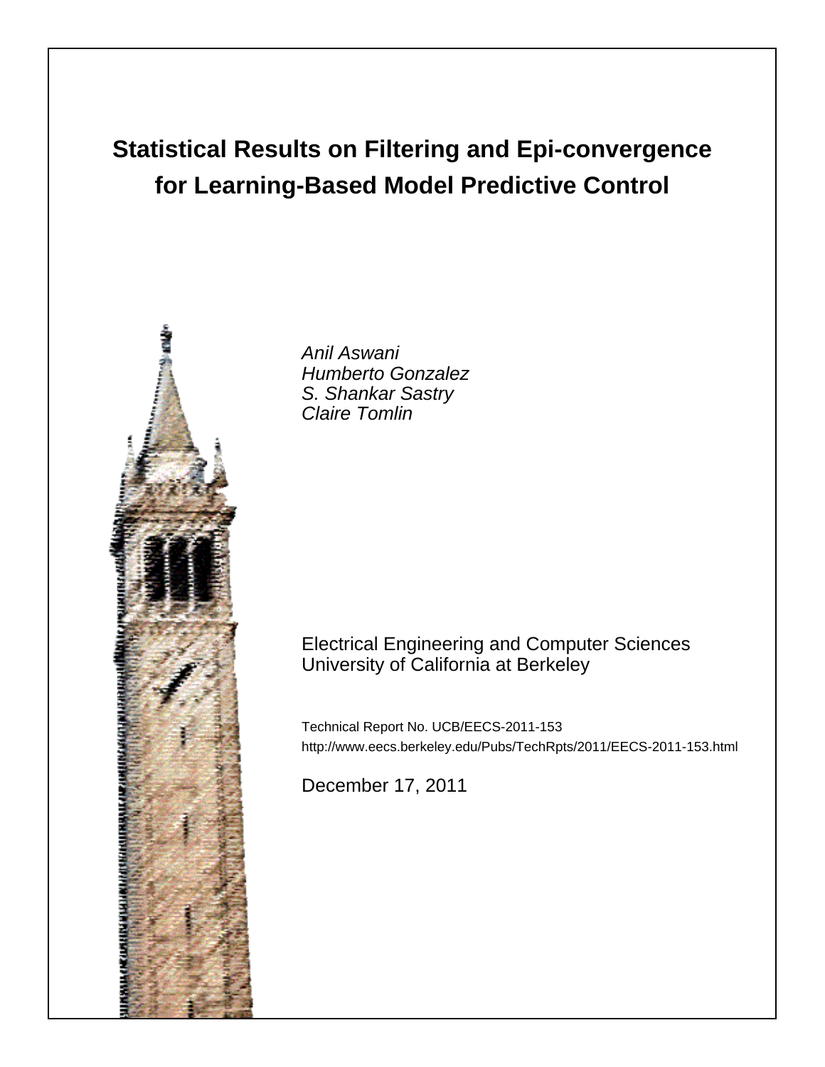# Statistical Results on Filtering and Epi-convergence for Learning-Based Model Predictive Control

*Anil Aswani*
*Humberto Gonzalez*
*S. Shankar Sastry*
*Claire Tomlin*

Electrical Engineering and Computer Sciences
University of California at Berkeley

Technical Report No. UCB/EECS-2011-153
http://www.eecs.berkeley.edu/Pubs/TechRpts/2011/EECS-2011-153.html

December 17, 2011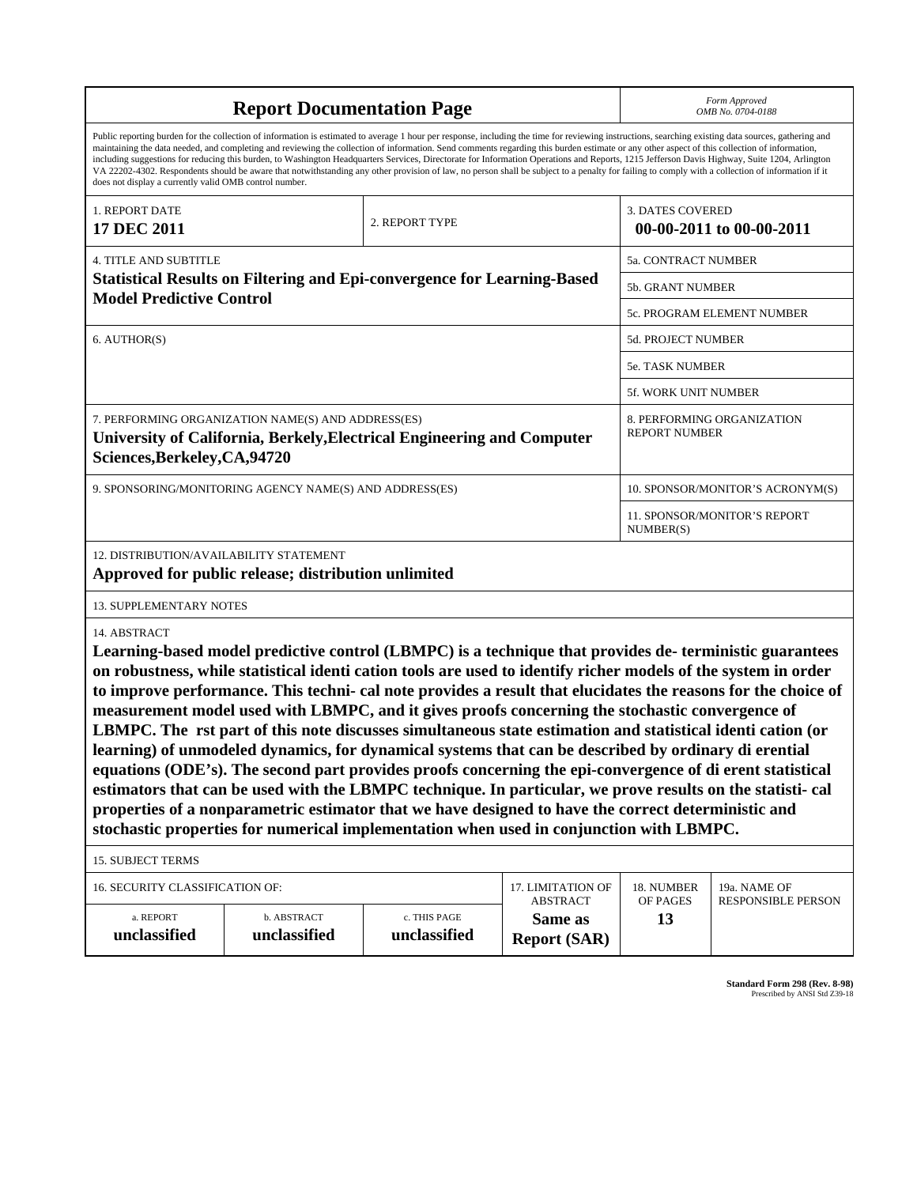# Report Documentation Page

*Form Approved*
*OMB No. 0704-0188*

Public reporting burden for the collection of information is estimated to average 1 hour per response, including the time for reviewing instructions, searching existing data sources, gathering and maintaining the data needed, and completing and reviewing the collection of information. Send comments regarding this burden estimate or any other aspect of this collection of information, including suggestions for reducing this burden, to Washington Headquarters Services, Directorate for Information Operations and Reports, 1215 Jefferson Davis Highway, Suite 1204, Arlington VA 22202-4302. Respondents should be aware that notwithstanding any other provision of law, no person shall be subject to a penalty for failing to comply with a collection of information if it does not display a currently valid OMB control number.

| 1. REPORT DATE | 2. REPORT TYPE | 3. DATES COVERED |
|---|---|---|
| **17 DEC 2011** | | **00-00-2011 to 00-00-2011** |

| 4. TITLE AND SUBTITLE | |
|---|---|
| **Statistical Results on Filtering and Epi-convergence for Learning-Based Model Predictive Control** | 5a. CONTRACT NUMBER |
| | 5b. GRANT NUMBER |
| | 5c. PROGRAM ELEMENT NUMBER |
| 6. AUTHOR(S) | 5d. PROJECT NUMBER |
| | 5e. TASK NUMBER |
| | 5f. WORK UNIT NUMBER |
| 7. PERFORMING ORGANIZATION NAME(S) AND ADDRESS(ES) **University of California, Berkely,Electrical Engineering and Computer Sciences,Berkeley,CA,94720** | 8. PERFORMING ORGANIZATION REPORT NUMBER |
| 9. SPONSORING/MONITORING AGENCY NAME(S) AND ADDRESS(ES) | 10. SPONSOR/MONITOR'S ACRONYM(S) |
| | 11. SPONSOR/MONITOR'S REPORT NUMBER(S) |

12. DISTRIBUTION/AVAILABILITY STATEMENT

**Approved for public release; distribution unlimited**

13. SUPPLEMENTARY NOTES

14. ABSTRACT

**Learning-based model predictive control (LBMPC) is a technique that provides de- terministic guarantees on robustness, while statistical identi cation tools are used to identify richer models of the system in order to improve performance. This techni- cal note provides a result that elucidates the reasons for the choice of measurement model used with LBMPC, and it gives proofs concerning the stochastic convergence of LBMPC. The rst part of this note discusses simultaneous state estimation and statistical identi cation (or learning) of unmodeled dynamics, for dynamical systems that can be described by ordinary di erential equations (ODE's). The second part provides proofs concerning the epi-convergence of di erent statistical estimators that can be used with the LBMPC technique. In particular, we prove results on the statisti- cal properties of a nonparametric estimator that we have designed to have the correct deterministic and stochastic properties for numerical implementation when used in conjunction with LBMPC.**

15. SUBJECT TERMS

| 16. SECURITY CLASSIFICATION OF: | | | 17. LIMITATION OF ABSTRACT | 18. NUMBER OF PAGES | 19a. NAME OF RESPONSIBLE PERSON |
|---|---|---|---|---|---|
| a. REPORT **unclassified** | b. ABSTRACT **unclassified** | c. THIS PAGE **unclassified** | **Same as Report (SAR)** | **13** | |

**Standard Form 298 (Rev. 8-98)**
Prescribed by ANSI Std Z39-18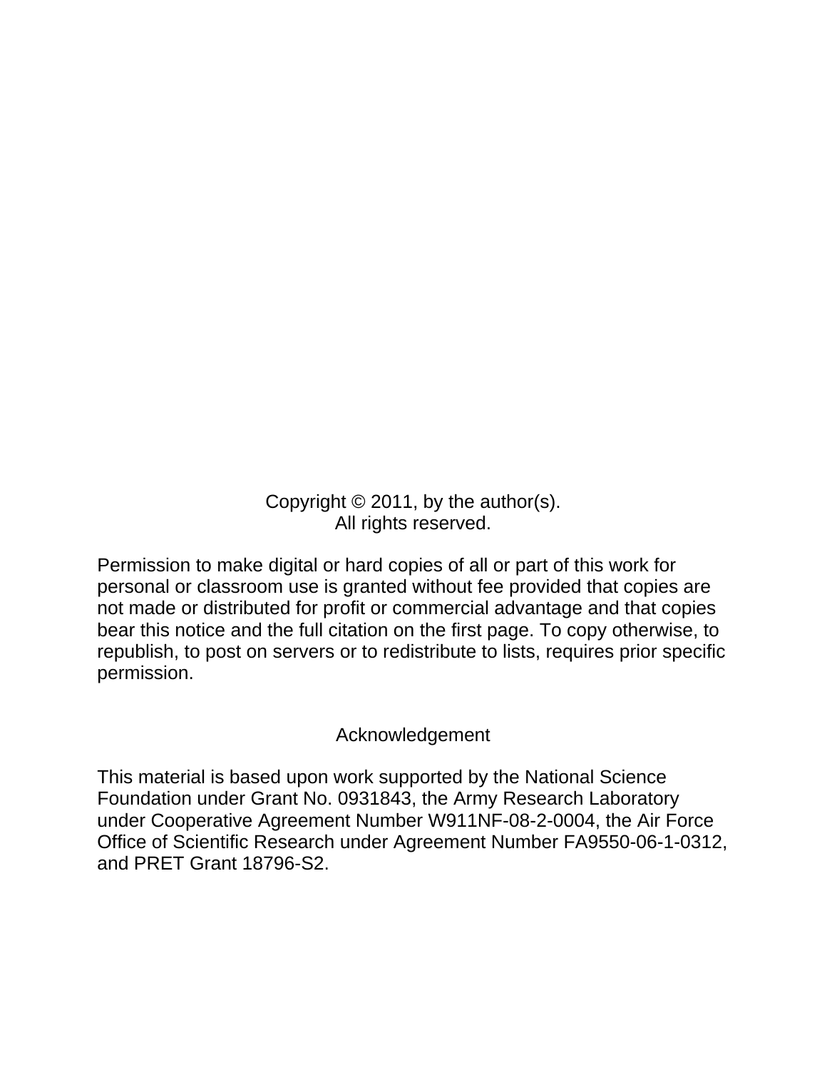Copyright © 2011, by the author(s).
All rights reserved.

Permission to make digital or hard copies of all or part of this work for personal or classroom use is granted without fee provided that copies are not made or distributed for profit or commercial advantage and that copies bear this notice and the full citation on the first page. To copy otherwise, to republish, to post on servers or to redistribute to lists, requires prior specific permission.

## Acknowledgement

This material is based upon work supported by the National Science Foundation under Grant No. 0931843, the Army Research Laboratory under Cooperative Agreement Number W911NF-08-2-0004, the Air Force Office of Scientific Research under Agreement Number FA9550-06-1-0312, and PRET Grant 18796-S2.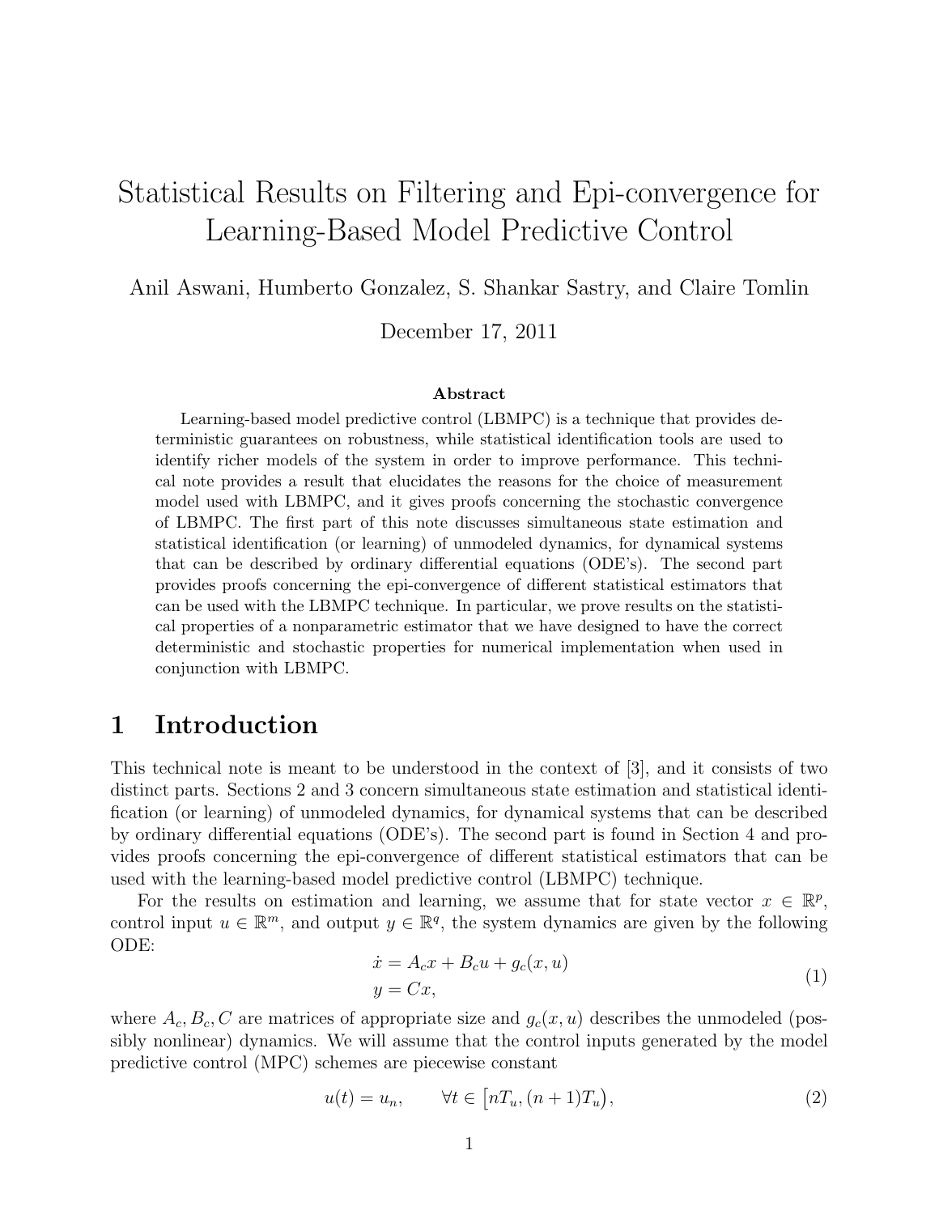# Statistical Results on Filtering and Epi-convergence for Learning-Based Model Predictive Control

Anil Aswani, Humberto Gonzalez, S. Shankar Sastry, and Claire Tomlin

December 17, 2011

### Abstract

Learning-based model predictive control (LBMPC) is a technique that provides deterministic guarantees on robustness, while statistical identification tools are used to identify richer models of the system in order to improve performance. This technical note provides a result that elucidates the reasons for the choice of measurement model used with LBMPC, and it gives proofs concerning the stochastic convergence of LBMPC. The first part of this note discusses simultaneous state estimation and statistical identification (or learning) of unmodeled dynamics, for dynamical systems that can be described by ordinary differential equations (ODE's). The second part provides proofs concerning the epi-convergence of different statistical estimators that can be used with the LBMPC technique. In particular, we prove results on the statistical properties of a nonparametric estimator that we have designed to have the correct deterministic and stochastic properties for numerical implementation when used in conjunction with LBMPC.

## 1 Introduction

This technical note is meant to be understood in the context of [3], and it consists of two distinct parts. Sections 2 and 3 concern simultaneous state estimation and statistical identification (or learning) of unmodeled dynamics, for dynamical systems that can be described by ordinary differential equations (ODE's). The second part is found in Section 4 and provides proofs concerning the epi-convergence of different statistical estimators that can be used with the learning-based model predictive control (LBMPC) technique.

For the results on estimation and learning, we assume that for state vector $x \in \mathbb{R}^p$, control input $u \in \mathbb{R}^m$, and output $y \in \mathbb{R}^q$, the system dynamics are given by the following ODE:

$$\begin{aligned} \dot{x} &= A_c x + B_c u + g_c(x, u) \\ y &= Cx, \end{aligned} \tag{1}$$

where $A_c, B_c, C$ are matrices of appropriate size and $g_c(x, u)$ describes the unmodeled (possibly nonlinear) dynamics. We will assume that the control inputs generated by the model predictive control (MPC) schemes are piecewise constant

$$u(t) = u_n, \qquad \forall t \in \big[nT_u, (n+1)T_u\big), \tag{2}$$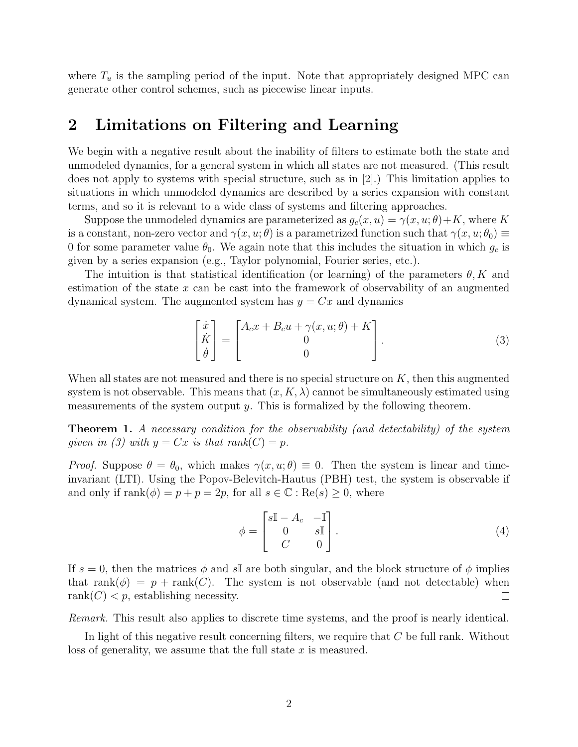where $T_u$ is the sampling period of the input. Note that appropriately designed MPC can generate other control schemes, such as piecewise linear inputs.

## 2 Limitations on Filtering and Learning

We begin with a negative result about the inability of filters to estimate both the state and unmodeled dynamics, for a general system in which all states are not measured. (This result does not apply to systems with special structure, such as in [2].) This limitation applies to situations in which unmodeled dynamics are described by a series expansion with constant terms, and so it is relevant to a wide class of systems and filtering approaches.

Suppose the unmodeled dynamics are parameterized as $g_c(x, u) = \gamma(x, u; \theta) + K$, where $K$ is a constant, non-zero vector and $\gamma(x, u; \theta)$ is a parametrized function such that $\gamma(x, u; \theta_0) \equiv 0$ for some parameter value $\theta_0$. We again note that this includes the situation in which $g_c$ is given by a series expansion (e.g., Taylor polynomial, Fourier series, etc.).

The intuition is that statistical identification (or learning) of the parameters $\theta, K$ and estimation of the state $x$ can be cast into the framework of observability of an augmented dynamical system. The augmented system has $y = Cx$ and dynamics

$$\begin{bmatrix} \dot{x} \\ \dot{K} \\ \dot{\theta} \end{bmatrix} = \begin{bmatrix} A_c x + B_c u + \gamma(x, u; \theta) + K \\ 0 \\ 0 \end{bmatrix}. \tag{3}$$

When all states are not measured and there is no special structure on $K$, then this augmented system is not observable. This means that $(x, K, \lambda)$ cannot be simultaneously estimated using measurements of the system output $y$. This is formalized by the following theorem.

**Theorem 1.** *A necessary condition for the observability (and detectability) of the system given in (3) with $y = Cx$ is that rank$(C) = p$.*

*Proof.* Suppose $\theta = \theta_0$, which makes $\gamma(x, u; \theta) \equiv 0$. Then the system is linear and time-invariant (LTI). Using the Popov-Belevitch-Hautus (PBH) test, the system is observable if and only if $\text{rank}(\phi) = p + p = 2p$, for all $s \in \mathbb{C} : \text{Re}(s) \geq 0$, where

$$\phi = \begin{bmatrix} s\mathbb{I} - A_c & -\mathbb{I} \\ 0 & s\mathbb{I} \\ C & 0 \end{bmatrix}. \tag{4}$$

If $s = 0$, then the matrices $\phi$ and $s\mathbb{I}$ are both singular, and the block structure of $\phi$ implies that $\text{rank}(\phi) = p + \text{rank}(C)$. The system is not observable (and not detectable) when $\text{rank}(C) < p$, establishing necessity. $\square$

*Remark.* This result also applies to discrete time systems, and the proof is nearly identical.

In light of this negative result concerning filters, we require that $C$ be full rank. Without loss of generality, we assume that the full state $x$ is measured.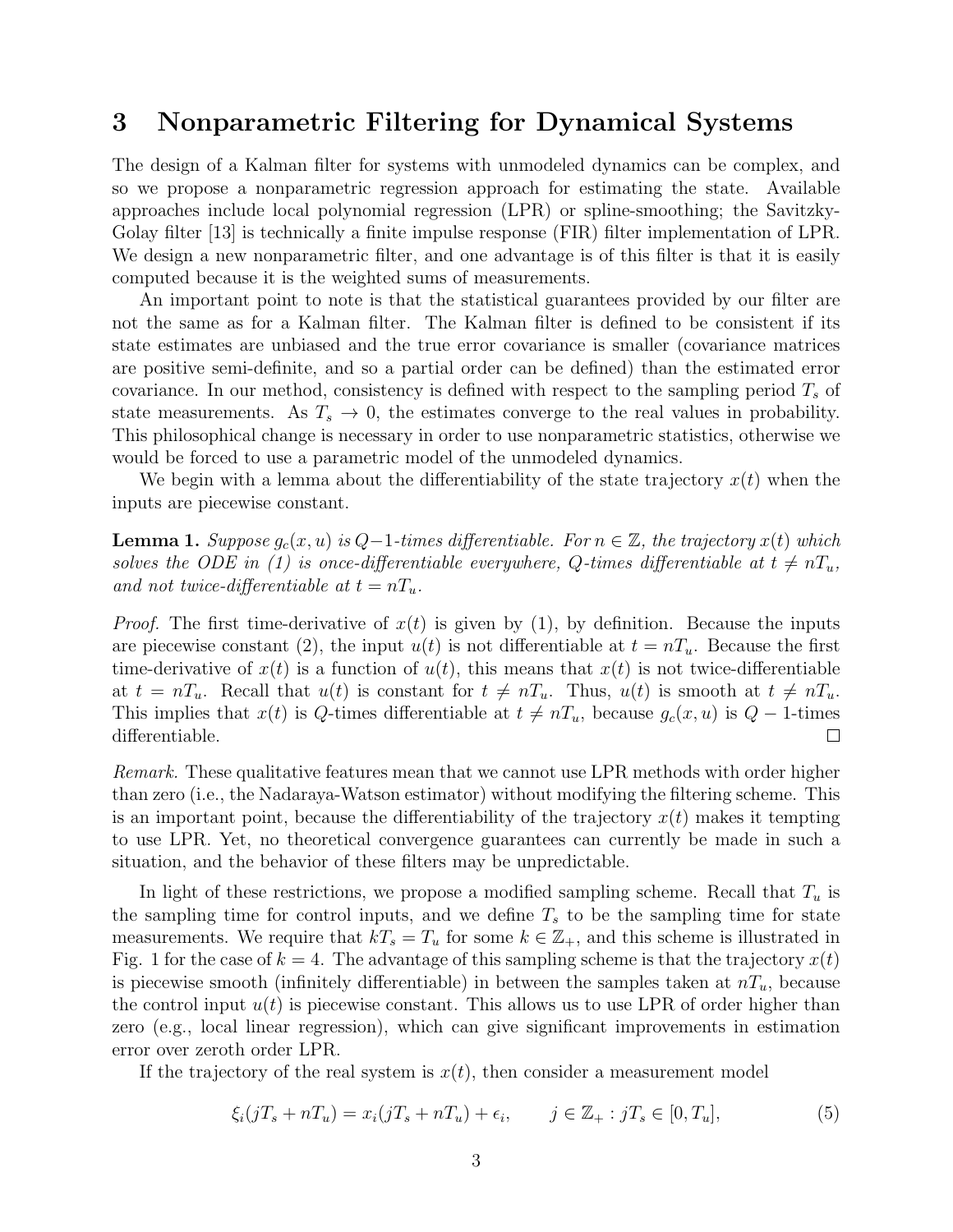## 3 Nonparametric Filtering for Dynamical Systems

The design of a Kalman filter for systems with unmodeled dynamics can be complex, and so we propose a nonparametric regression approach for estimating the state. Available approaches include local polynomial regression (LPR) or spline-smoothing; the Savitzky-Golay filter [13] is technically a finite impulse response (FIR) filter implementation of LPR. We design a new nonparametric filter, and one advantage is of this filter is that it is easily computed because it is the weighted sums of measurements.

An important point to note is that the statistical guarantees provided by our filter are not the same as for a Kalman filter. The Kalman filter is defined to be consistent if its state estimates are unbiased and the true error covariance is smaller (covariance matrices are positive semi-definite, and so a partial order can be defined) than the estimated error covariance. In our method, consistency is defined with respect to the sampling period $T_s$ of state measurements. As $T_s \to 0$, the estimates converge to the real values in probability. This philosophical change is necessary in order to use nonparametric statistics, otherwise we would be forced to use a parametric model of the unmodeled dynamics.

We begin with a lemma about the differentiability of the state trajectory $x(t)$ when the inputs are piecewise constant.

**Lemma 1.** *Suppose $g_c(x, u)$ is $Q-1$-times differentiable. For $n \in \mathbb{Z}$, the trajectory $x(t)$ which solves the ODE in (1) is once-differentiable everywhere, $Q$-times differentiable at $t \neq nT_u$, and not twice-differentiable at $t = nT_u$.*

*Proof.* The first time-derivative of $x(t)$ is given by (1), by definition. Because the inputs are piecewise constant (2), the input $u(t)$ is not differentiable at $t = nT_u$. Because the first time-derivative of $x(t)$ is a function of $u(t)$, this means that $x(t)$ is not twice-differentiable at $t = nT_u$. Recall that $u(t)$ is constant for $t \neq nT_u$. Thus, $u(t)$ is smooth at $t \neq nT_u$. This implies that $x(t)$ is $Q$-times differentiable at $t \neq nT_u$, because $g_c(x, u)$ is $Q-1$-times differentiable. ∎

*Remark.* These qualitative features mean that we cannot use LPR methods with order higher than zero (i.e., the Nadaraya-Watson estimator) without modifying the filtering scheme. This is an important point, because the differentiability of the trajectory $x(t)$ makes it tempting to use LPR. Yet, no theoretical convergence guarantees can currently be made in such a situation, and the behavior of these filters may be unpredictable.

In light of these restrictions, we propose a modified sampling scheme. Recall that $T_u$ is the sampling time for control inputs, and we define $T_s$ to be the sampling time for state measurements. We require that $kT_s = T_u$ for some $k \in \mathbb{Z}_+$, and this scheme is illustrated in Fig. 1 for the case of $k = 4$. The advantage of this sampling scheme is that the trajectory $x(t)$ is piecewise smooth (infinitely differentiable) in between the samples taken at $nT_u$, because the control input $u(t)$ is piecewise constant. This allows us to use LPR of order higher than zero (e.g., local linear regression), which can give significant improvements in estimation error over zeroth order LPR.

If the trajectory of the real system is $x(t)$, then consider a measurement model

$$\xi_i(jT_s + nT_u) = x_i(jT_s + nT_u) + \epsilon_i, \qquad j \in \mathbb{Z}_+ : jT_s \in [0, T_u], \tag{5}$$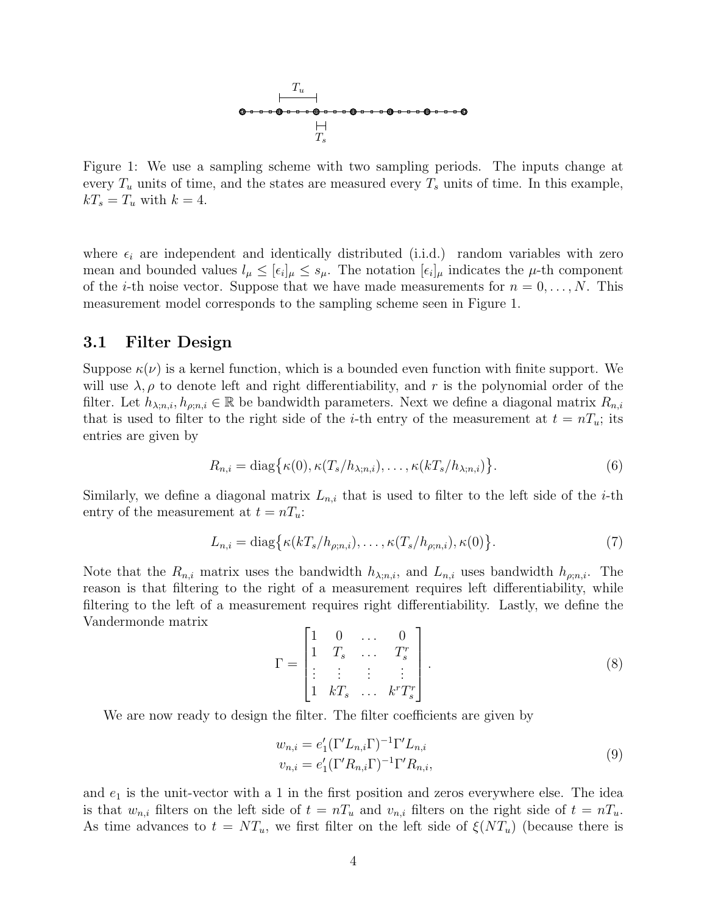Figure 1: We use a sampling scheme with two sampling periods. The inputs change at every $T_u$ units of time, and the states are measured every $T_s$ units of time. In this example, $kT_s = T_u$ with $k = 4$.

where $\epsilon_i$ are independent and identically distributed (i.i.d.) random variables with zero mean and bounded values $l_\mu \leq [\epsilon_i]_\mu \leq s_\mu$. The notation $[\epsilon_i]_\mu$ indicates the $\mu$-th component of the $i$-th noise vector. Suppose that we have made measurements for $n = 0, \ldots, N$. This measurement model corresponds to the sampling scheme seen in Figure 1.

### 3.1 Filter Design

Suppose $\kappa(\nu)$ is a kernel function, which is a bounded even function with finite support. We will use $\lambda, \rho$ to denote left and right differentiability, and $r$ is the polynomial order of the filter. Let $h_{\lambda;n,i}, h_{\rho;n,i} \in \mathbb{R}$ be bandwidth parameters. Next we define a diagonal matrix $R_{n,i}$ that is used to filter to the right side of the $i$-th entry of the measurement at $t = nT_u$; its entries are given by

$$R_{n,i} = \mathrm{diag}\big\{\kappa(0), \kappa(T_s/h_{\lambda;n,i}), \ldots, \kappa(kT_s/h_{\lambda;n,i})\big\}. \tag{6}$$

Similarly, we define a diagonal matrix $L_{n,i}$ that is used to filter to the left side of the $i$-th entry of the measurement at $t = nT_u$:

$$L_{n,i} = \mathrm{diag}\big\{\kappa(kT_s/h_{\rho;n,i}), \ldots, \kappa(T_s/h_{\rho;n,i}), \kappa(0)\big\}. \tag{7}$$

Note that the $R_{n,i}$ matrix uses the bandwidth $h_{\lambda;n,i}$, and $L_{n,i}$ uses bandwidth $h_{\rho;n,i}$. The reason is that filtering to the right of a measurement requires left differentiability, while filtering to the left of a measurement requires right differentiability. Lastly, we define the Vandermonde matrix

$$\Gamma = \begin{bmatrix} 1 & 0 & \ldots & 0 \\ 1 & T_s & \ldots & T_s^r \\ \vdots & \vdots & \vdots & \vdots \\ 1 & kT_s & \ldots & k^r T_s^r \end{bmatrix}. \tag{8}$$

We are now ready to design the filter. The filter coefficients are given by

$$\begin{aligned} w_{n,i} &= e_1'(\Gamma' L_{n,i} \Gamma)^{-1} \Gamma' L_{n,i} \\ v_{n,i} &= e_1'(\Gamma' R_{n,i} \Gamma)^{-1} \Gamma' R_{n,i}, \end{aligned} \tag{9}$$

and $e_1$ is the unit-vector with a 1 in the first position and zeros everywhere else. The idea is that $w_{n,i}$ filters on the left side of $t = nT_u$ and $v_{n,i}$ filters on the right side of $t = nT_u$. As time advances to $t = NT_u$, we first filter on the left side of $\xi(NT_u)$ (because there is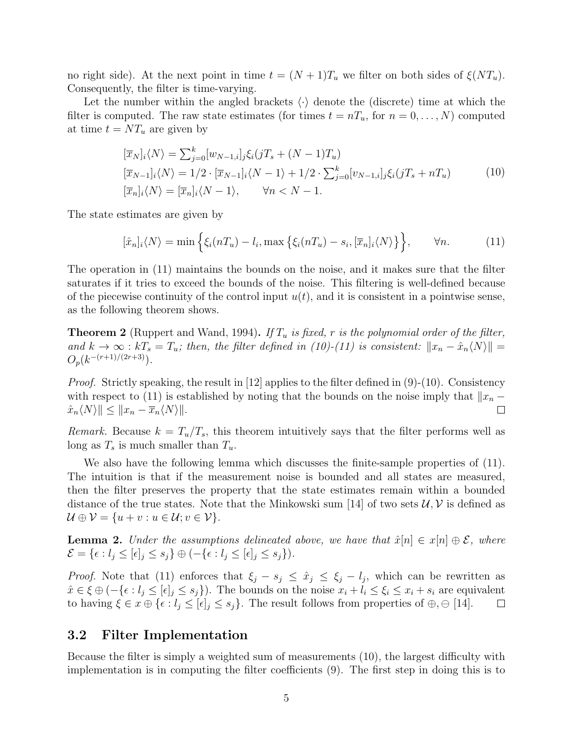no right side). At the next point in time $t = (N+1)T_u$ we filter on both sides of $\xi(NT_u)$. Consequently, the filter is time-varying.

Let the number within the angled brackets $\langle\cdot\rangle$ denote the (discrete) time at which the filter is computed. The raw state estimates (for times $t = nT_u$, for $n = 0, \ldots, N$) computed at time $t = NT_u$ are given by

$$
\begin{aligned}
&[\overline{x}_N]_i\langle N\rangle = \textstyle\sum_{j=0}^{k}[w_{N-1,i}]_j \xi_i(jT_s + (N-1)T_u)\\
&[\overline{x}_{N-1}]_i\langle N\rangle = 1/2 \cdot [\overline{x}_{N-1}]_i\langle N-1\rangle + 1/2 \cdot \textstyle\sum_{j=0}^{k}[v_{N-1,i}]_j \xi_i(jT_s + nT_u)\\
&[\overline{x}_n]_i\langle N\rangle = [\overline{x}_n]_i\langle N-1\rangle, \qquad \forall n < N-1.
\end{aligned}
\tag{10}
$$

The state estimates are given by

$$
[\hat{x}_n]_i\langle N\rangle = \min\Big\{\xi_i(nT_u) - l_i, \max\big\{\xi_i(nT_u) - s_i, [\overline{x}_n]_i\langle N\rangle\big\}\Big\}, \qquad \forall n. \tag{11}
$$

The operation in (11) maintains the bounds on the noise, and it makes sure that the filter saturates if it tries to exceed the bounds of the noise. This filtering is well-defined because of the piecewise continuity of the control input $u(t)$, and it is consistent in a pointwise sense, as the following theorem shows.

**Theorem 2** (Ruppert and Wand, 1994)**.** *If $T_u$ is fixed, $r$ is the polynomial order of the filter, and $k \to \infty : kT_s = T_u$; then, the filter defined in (10)-(11) is consistent: $\|x_n - \hat{x}_n\langle N\rangle\| = O_p(k^{-(r+1)/(2r+3)})$.*

*Proof.* Strictly speaking, the result in [12] applies to the filter defined in (9)-(10). Consistency with respect to (11) is established by noting that the bounds on the noise imply that $\|x_n - \hat{x}_n\langle N\rangle\| \leq \|x_n - \overline{x}_n\langle N\rangle\|$. □

*Remark.* Because $k = T_u/T_s$, this theorem intuitively says that the filter performs well as long as $T_s$ is much smaller than $T_u$.

We also have the following lemma which discusses the finite-sample properties of (11). The intuition is that if the measurement noise is bounded and all states are measured, then the filter preserves the property that the state estimates remain within a bounded distance of the true states. Note that the Minkowski sum [14] of two sets $\mathcal{U}, \mathcal{V}$ is defined as $\mathcal{U} \oplus \mathcal{V} = \{u + v : u \in \mathcal{U}; v \in \mathcal{V}\}$.

**Lemma 2.** *Under the assumptions delineated above, we have that $\hat{x}[n] \in x[n] \oplus \mathcal{E}$, where $\mathcal{E} = \{\epsilon : l_j \leq [\epsilon]_j \leq s_j\} \oplus (-\{\epsilon : l_j \leq [\epsilon]_j \leq s_j\})$.*

*Proof.* Note that (11) enforces that $\xi_j - s_j \leq \hat{x}_j \leq \xi_j - l_j$, which can be rewritten as $\hat{x} \in \xi \oplus (-\{\epsilon : l_j \leq [\epsilon]_j \leq s_j\})$. The bounds on the noise $x_i + l_i \leq \xi_i \leq x_i + s_i$ are equivalent to having $\xi \in x \oplus \{\epsilon : l_j \leq [\epsilon]_j \leq s_j\}$. The result follows from properties of $\oplus, \ominus$ [14]. □

## 3.2 Filter Implementation

Because the filter is simply a weighted sum of measurements (10), the largest difficulty with implementation is in computing the filter coefficients (9). The first step in doing this is to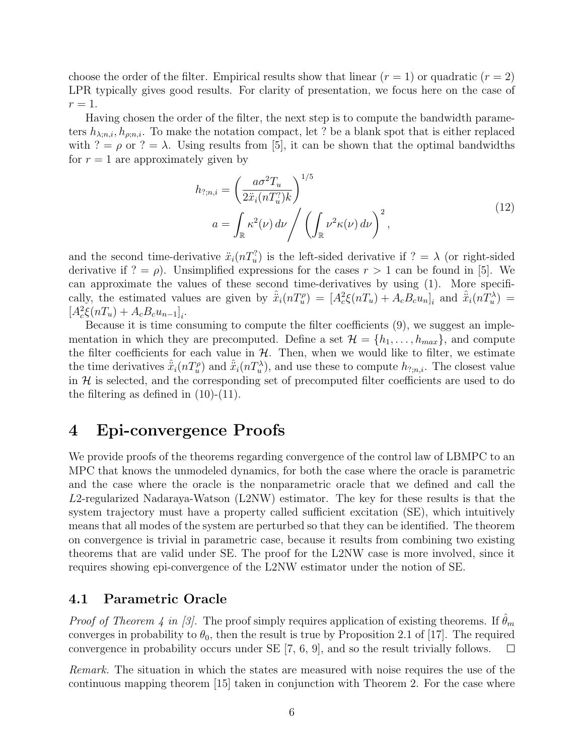choose the order of the filter. Empirical results show that linear ($r = 1$) or quadratic ($r = 2$) LPR typically gives good results. For clarity of presentation, we focus here on the case of $r = 1$.

Having chosen the order of the filter, the next step is to compute the bandwidth parameters $h_{\lambda;n,i}, h_{\rho;n,i}$. To make the notation compact, let ? be a blank spot that is either replaced with $? = \rho$ or $? = \lambda$. Using results from [5], it can be shown that the optimal bandwidths for $r = 1$ are approximately given by

$$
\begin{aligned}
h_{?;n,i} &= \left(\frac{a\sigma^2 T_u}{2\ddot{x}_i(nT_u^?)k}\right)^{1/5} \\
a &= \int_{\mathbb{R}} \kappa^2(\nu)\,d\nu \Big/ \left(\int_{\mathbb{R}} \nu^2\kappa(\nu)\,d\nu\right)^2,
\end{aligned}
\tag{12}
$$

and the second time-derivative $\ddot{x}_i(nT_u^?)$ is the left-sided derivative if $? = \lambda$ (or right-sided derivative if $? = \rho$). Unsimplified expressions for the cases $r > 1$ can be found in [5]. We can approximate the values of these second time-derivatives by using (1). More specifically, the estimated values are given by $\hat{\ddot{x}}_i(nT_u^\rho) = [A_c^2\xi(nT_u) + A_cB_cu_n]_i$ and $\hat{\ddot{x}}_i(nT_u^\lambda) = [A_c^2\xi(nT_u) + A_cB_cu_{n-1}]_i$.

Because it is time consuming to compute the filter coefficients (9), we suggest an implementation in which they are precomputed. Define a set $\mathcal{H} = \{h_1, \ldots, h_{max}\}$, and compute the filter coefficients for each value in $\mathcal{H}$. Then, when we would like to filter, we estimate the time derivatives $\hat{\ddot{x}}_i(nT_u^\rho)$ and $\hat{\ddot{x}}_i(nT_u^\lambda)$, and use these to compute $h_{?;n,i}$. The closest value in $\mathcal{H}$ is selected, and the corresponding set of precomputed filter coefficients are used to do the filtering as defined in (10)-(11).

# 4 Epi-convergence Proofs

We provide proofs of the theorems regarding convergence of the control law of LBMPC to an MPC that knows the unmodeled dynamics, for both the case where the oracle is parametric and the case where the oracle is the nonparametric oracle that we defined and call the $L2$-regularized Nadaraya-Watson (L2NW) estimator. The key for these results is that the system trajectory must have a property called sufficient excitation (SE), which intuitively means that all modes of the system are perturbed so that they can be identified. The theorem on convergence is trivial in parametric case, because it results from combining two existing theorems that are valid under SE. The proof for the L2NW case is more involved, since it requires showing epi-convergence of the L2NW estimator under the notion of SE.

## 4.1 Parametric Oracle

*Proof of Theorem 4 in [3].* The proof simply requires application of existing theorems. If $\hat{\theta}_m$ converges in probability to $\theta_0$, then the result is true by Proposition 2.1 of [17]. The required convergence in probability occurs under SE [7, 6, 9], and so the result trivially follows. □

*Remark.* The situation in which the states are measured with noise requires the use of the continuous mapping theorem [15] taken in conjunction with Theorem 2. For the case where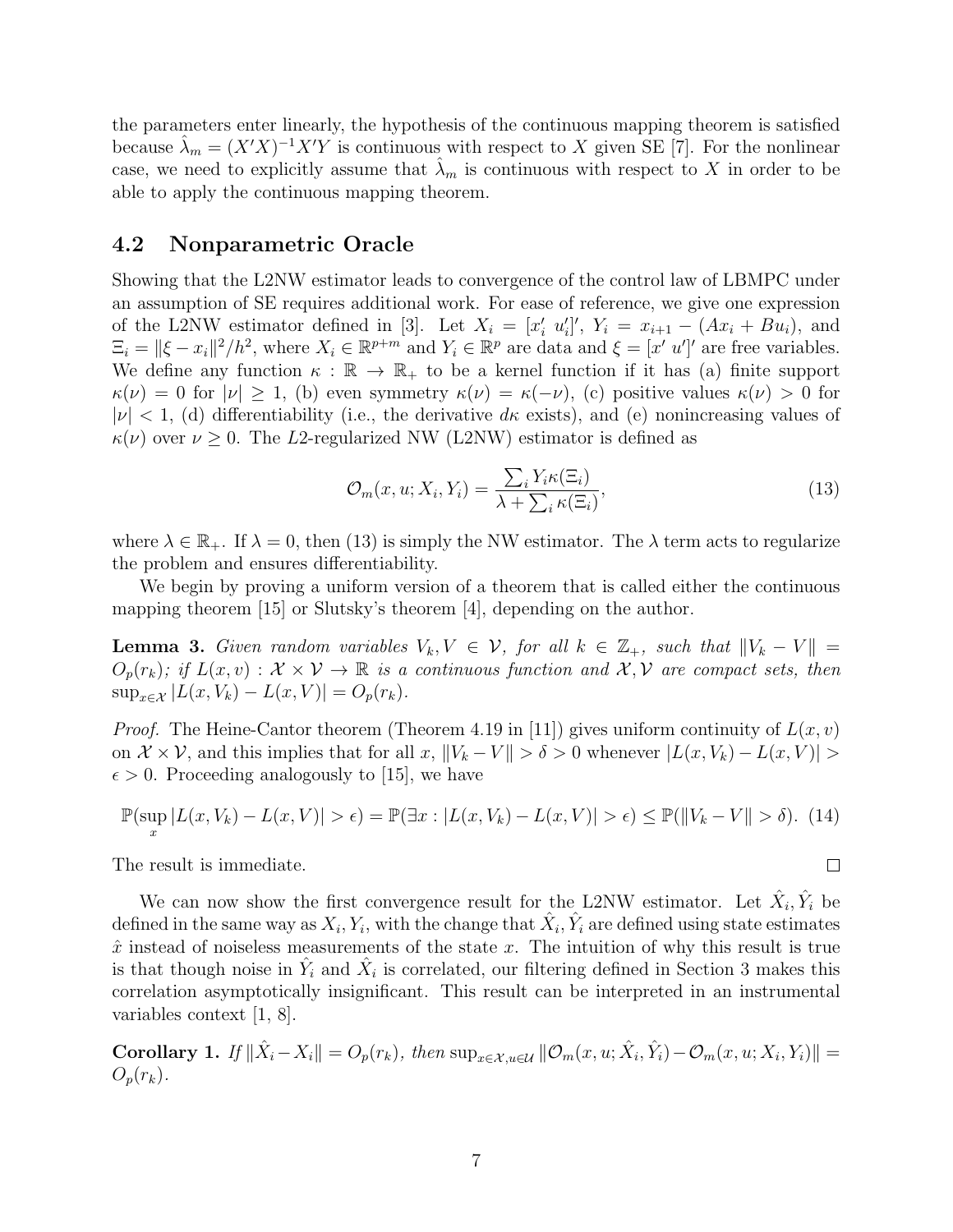the parameters enter linearly, the hypothesis of the continuous mapping theorem is satisfied because $\hat{\lambda}_m = (X'X)^{-1}X'Y$ is continuous with respect to $X$ given SE [7]. For the nonlinear case, we need to explicitly assume that $\hat{\lambda}_m$ is continuous with respect to $X$ in order to be able to apply the continuous mapping theorem.

## 4.2 Nonparametric Oracle

Showing that the L2NW estimator leads to convergence of the control law of LBMPC under an assumption of SE requires additional work. For ease of reference, we give one expression of the L2NW estimator defined in [3]. Let $X_i = [x_i' \ u_i']'$, $Y_i = x_{i+1} - (Ax_i + Bu_i)$, and $\Xi_i = \|\xi - x_i\|^2/h^2$, where $X_i \in \mathbb{R}^{p+m}$ and $Y_i \in \mathbb{R}^p$ are data and $\xi = [x' \ u']'$ are free variables. We define any function $\kappa : \mathbb{R} \to \mathbb{R}_+$ to be a kernel function if it has (a) finite support $\kappa(\nu) = 0$ for $|\nu| \geq 1$, (b) even symmetry $\kappa(\nu) = \kappa(-\nu)$, (c) positive values $\kappa(\nu) > 0$ for $|\nu| < 1$, (d) differentiability (i.e., the derivative $d\kappa$ exists), and (e) nonincreasing values of $\kappa(\nu)$ over $\nu \geq 0$. The $L2$-regularized NW (L2NW) estimator is defined as

$$\mathcal{O}_m(x, u; X_i, Y_i) = \frac{\sum_i Y_i \kappa(\Xi_i)}{\lambda + \sum_i \kappa(\Xi_i)}, \tag{13}$$

where $\lambda \in \mathbb{R}_+$. If $\lambda = 0$, then (13) is simply the NW estimator. The $\lambda$ term acts to regularize the problem and ensures differentiability.

We begin by proving a uniform version of a theorem that is called either the continuous mapping theorem [15] or Slutsky's theorem [4], depending on the author.

**Lemma 3.** *Given random variables $V_k, V \in \mathcal{V}$, for all $k \in \mathbb{Z}_+$, such that $\|V_k - V\| = O_p(r_k)$; if $L(x, v) : \mathcal{X} \times \mathcal{V} \to \mathbb{R}$ is a continuous function and $\mathcal{X}, \mathcal{V}$ are compact sets, then $\sup_{x \in \mathcal{X}} |L(x, V_k) - L(x, V)| = O_p(r_k)$.*

*Proof.* The Heine-Cantor theorem (Theorem 4.19 in [11]) gives uniform continuity of $L(x, v)$ on $\mathcal{X} \times \mathcal{V}$, and this implies that for all $x$, $\|V_k - V\| > \delta > 0$ whenever $|L(x, V_k) - L(x, V)| > \epsilon > 0$. Proceeding analogously to [15], we have

$$\mathbb{P}(\sup_x |L(x, V_k) - L(x, V)| > \epsilon) = \mathbb{P}(\exists x : |L(x, V_k) - L(x, V)| > \epsilon) \leq \mathbb{P}(\|V_k - V\| > \delta). \tag{14}$$

The result is immediate. ∎

We can now show the first convergence result for the L2NW estimator. Let $\hat{X}_i, \hat{Y}_i$ be defined in the same way as $X_i, Y_i$, with the change that $\hat{X}_i, \hat{Y}_i$ are defined using state estimates $\hat{x}$ instead of noiseless measurements of the state $x$. The intuition of why this result is true is that though noise in $\hat{Y}_i$ and $\hat{X}_i$ is correlated, our filtering defined in Section 3 makes this correlation asymptotically insignificant. This result can be interpreted in an instrumental variables context [1, 8].

**Corollary 1.** *If $\|\hat{X}_i - X_i\| = O_p(r_k)$, then $\sup_{x \in \mathcal{X}, u \in \mathcal{U}} \|\mathcal{O}_m(x, u; \hat{X}_i, \hat{Y}_i) - \mathcal{O}_m(x, u; X_i, Y_i)\| = O_p(r_k)$.*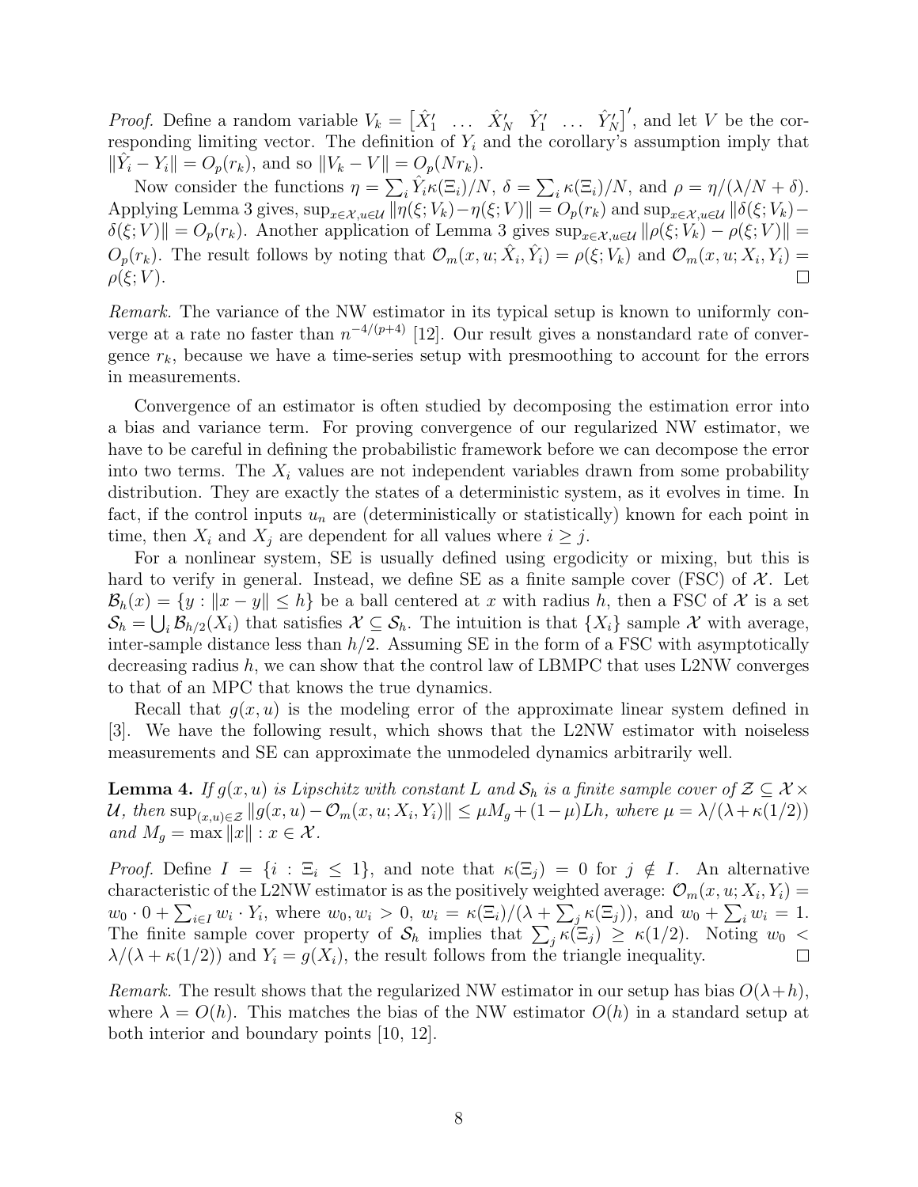*Proof.* Define a random variable $V_k = \begin{bmatrix}\hat{X}_1' & \dots & \hat{X}_N' & \hat{Y}_1' & \dots & \hat{Y}_N'\end{bmatrix}'$, and let $V$ be the corresponding limiting vector. The definition of $Y_i$ and the corollary's assumption imply that $\|\hat{Y}_i - Y_i\| = O_p(r_k)$, and so $\|V_k - V\| = O_p(Nr_k)$.

Now consider the functions $\eta = \sum_i \hat{Y}_i \kappa(\Xi_i)/N$, $\delta = \sum_i \kappa(\Xi_i)/N$, and $\rho = \eta/(\lambda/N + \delta)$. Applying Lemma 3 gives, $\sup_{x\in\mathcal{X},u\in\mathcal{U}} \|\eta(\xi; V_k) - \eta(\xi; V)\| = O_p(r_k)$ and $\sup_{x\in\mathcal{X},u\in\mathcal{U}} \|\delta(\xi; V_k) - \delta(\xi; V)\| = O_p(r_k)$. Another application of Lemma 3 gives $\sup_{x\in\mathcal{X},u\in\mathcal{U}} \|\rho(\xi; V_k) - \rho(\xi; V)\| = O_p(r_k)$. The result follows by noting that $\mathcal{O}_m(x, u; \hat{X}_i, \hat{Y}_i) = \rho(\xi; V_k)$ and $\mathcal{O}_m(x, u; X_i, Y_i) = \rho(\xi; V)$. □

*Remark.* The variance of the NW estimator in its typical setup is known to uniformly converge at a rate no faster than $n^{-4/(p+4)}$ [12]. Our result gives a nonstandard rate of convergence $r_k$, because we have a time-series setup with presmoothing to account for the errors in measurements.

Convergence of an estimator is often studied by decomposing the estimation error into a bias and variance term. For proving convergence of our regularized NW estimator, we have to be careful in defining the probabilistic framework before we can decompose the error into two terms. The $X_i$ values are not independent variables drawn from some probability distribution. They are exactly the states of a deterministic system, as it evolves in time. In fact, if the control inputs $u_n$ are (deterministically or statistically) known for each point in time, then $X_i$ and $X_j$ are dependent for all values where $i \geq j$.

For a nonlinear system, SE is usually defined using ergodicity or mixing, but this is hard to verify in general. Instead, we define SE as a finite sample cover (FSC) of $\mathcal{X}$. Let $\mathcal{B}_h(x) = \{y : \|x - y\| \leq h\}$ be a ball centered at $x$ with radius $h$, then a FSC of $\mathcal{X}$ is a set $\mathcal{S}_h = \bigcup_i \mathcal{B}_{h/2}(X_i)$ that satisfies $\mathcal{X} \subseteq \mathcal{S}_h$. The intuition is that $\{X_i\}$ sample $\mathcal{X}$ with average, inter-sample distance less than $h/2$. Assuming SE in the form of a FSC with asymptotically decreasing radius $h$, we can show that the control law of LBMPC that uses L2NW converges to that of an MPC that knows the true dynamics.

Recall that $g(x, u)$ is the modeling error of the approximate linear system defined in [3]. We have the following result, which shows that the L2NW estimator with noiseless measurements and SE can approximate the unmodeled dynamics arbitrarily well.

**Lemma 4.** *If $g(x, u)$ is Lipschitz with constant $L$ and $\mathcal{S}_h$ is a finite sample cover of $\mathcal{Z} \subseteq \mathcal{X} \times \mathcal{U}$, then $\sup_{(x,u)\in\mathcal{Z}} \|g(x, u) - \mathcal{O}_m(x, u; X_i, Y_i)\| \leq \mu M_g + (1 - \mu)Lh$, where $\mu = \lambda/(\lambda + \kappa(1/2))$ and $M_g = \max \|x\| : x \in \mathcal{X}$.*

*Proof.* Define $I = \{i : \Xi_i \leq 1\}$, and note that $\kappa(\Xi_j) = 0$ for $j \notin I$. An alternative characteristic of the L2NW estimator is as the positively weighted average: $\mathcal{O}_m(x, u; X_i, Y_i) = w_0 \cdot 0 + \sum_{i\in I} w_i \cdot Y_i$, where $w_0, w_i > 0$, $w_i = \kappa(\Xi_i)/(\lambda + \sum_j \kappa(\Xi_j))$, and $w_0 + \sum_i w_i = 1$. The finite sample cover property of $\mathcal{S}_h$ implies that $\sum_j \kappa(\Xi_j) \geq \kappa(1/2)$. Noting $w_0 < \lambda/(\lambda + \kappa(1/2))$ and $Y_i = g(X_i)$, the result follows from the triangle inequality. □

*Remark.* The result shows that the regularized NW estimator in our setup has bias $O(\lambda + h)$, where $\lambda = O(h)$. This matches the bias of the NW estimator $O(h)$ in a standard setup at both interior and boundary points [10, 12].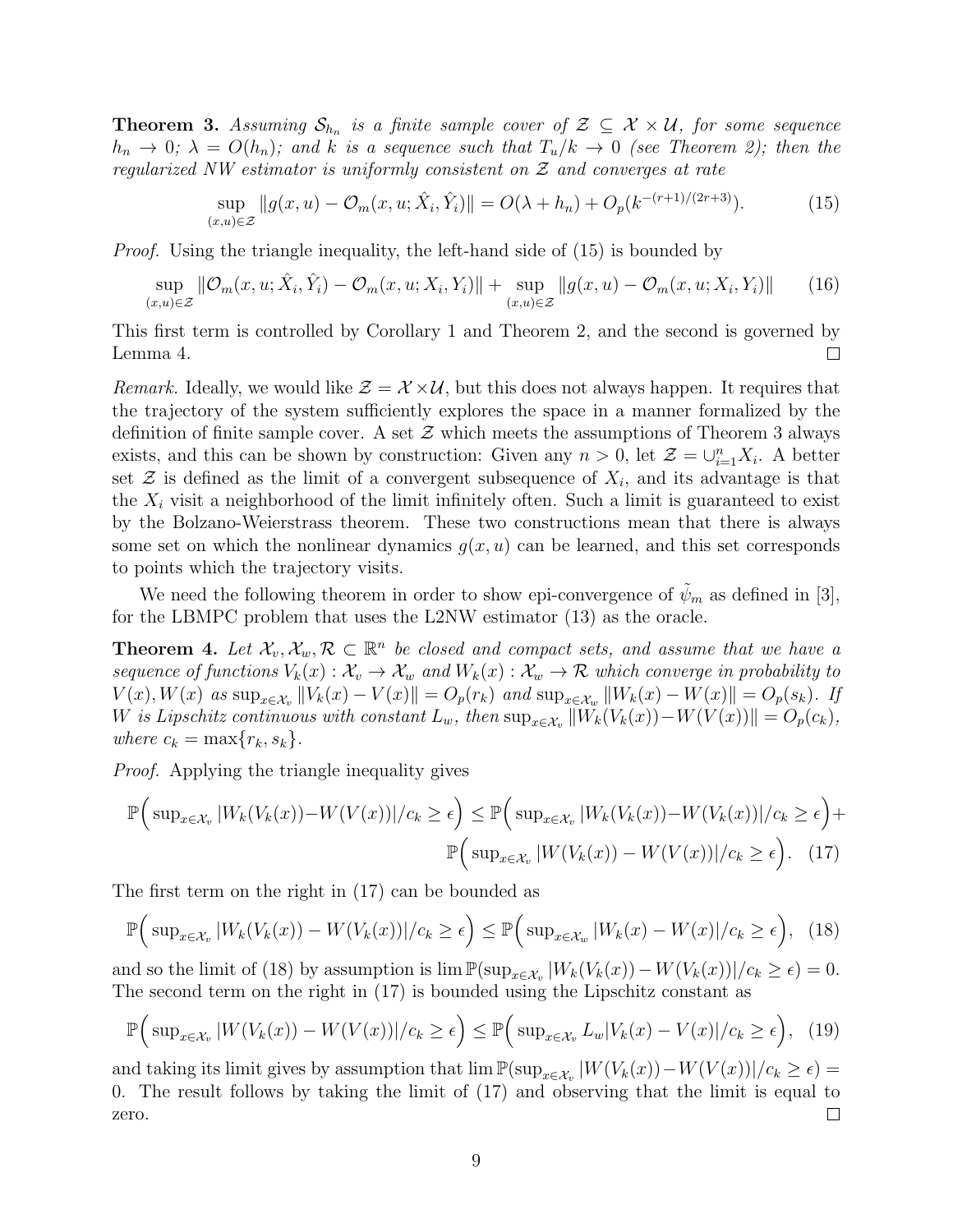**Theorem 3.** *Assuming $\mathcal{S}_{h_n}$ is a finite sample cover of $\mathcal{Z} \subseteq \mathcal{X} \times \mathcal{U}$, for some sequence $h_n \to 0$; $\lambda = O(h_n)$; and $k$ is a sequence such that $T_u/k \to 0$ (see Theorem 2); then the regularized NW estimator is uniformly consistent on $\mathcal{Z}$ and converges at rate*

$$\sup_{(x,u)\in\mathcal{Z}} \|g(x,u) - \mathcal{O}_m(x,u;\hat{X}_i,\hat{Y}_i)\| = O(\lambda + h_n) + O_p(k^{-(r+1)/(2r+3)}). \tag{15}$$

*Proof.* Using the triangle inequality, the left-hand side of (15) is bounded by

$$\sup_{(x,u)\in\mathcal{Z}} \|\mathcal{O}_m(x,u;\hat{X}_i,\hat{Y}_i) - \mathcal{O}_m(x,u;X_i,Y_i)\| + \sup_{(x,u)\in\mathcal{Z}} \|g(x,u) - \mathcal{O}_m(x,u;X_i,Y_i)\| \tag{16}$$

This first term is controlled by Corollary 1 and Theorem 2, and the second is governed by Lemma 4. $\square$

*Remark.* Ideally, we would like $\mathcal{Z} = \mathcal{X} \times \mathcal{U}$, but this does not always happen. It requires that the trajectory of the system sufficiently explores the space in a manner formalized by the definition of finite sample cover. A set $\mathcal{Z}$ which meets the assumptions of Theorem 3 always exists, and this can be shown by construction: Given any $n > 0$, let $\mathcal{Z} = \cup_{i=1}^{n} X_i$. A better set $\mathcal{Z}$ is defined as the limit of a convergent subsequence of $X_i$, and its advantage is that the $X_i$ visit a neighborhood of the limit infinitely often. Such a limit is guaranteed to exist by the Bolzano-Weierstrass theorem. These two constructions mean that there is always some set on which the nonlinear dynamics $g(x,u)$ can be learned, and this set corresponds to points which the trajectory visits.

We need the following theorem in order to show epi-convergence of $\tilde{\psi}_m$ as defined in [3], for the LBMPC problem that uses the L2NW estimator (13) as the oracle.

**Theorem 4.** *Let $\mathcal{X}_v, \mathcal{X}_w, \mathcal{R} \subset \mathbb{R}^n$ be closed and compact sets, and assume that we have a sequence of functions $V_k(x) : \mathcal{X}_v \to \mathcal{X}_w$ and $W_k(x) : \mathcal{X}_w \to \mathcal{R}$ which converge in probability to $V(x), W(x)$ as $\sup_{x\in\mathcal{X}_v} \|V_k(x) - V(x)\| = O_p(r_k)$ and $\sup_{x\in\mathcal{X}_w} \|W_k(x) - W(x)\| = O_p(s_k)$. If $W$ is Lipschitz continuous with constant $L_w$, then $\sup_{x\in\mathcal{X}_v} \|W_k(V_k(x)) - W(V(x))\| = O_p(c_k)$, where $c_k = \max\{r_k, s_k\}$.*

*Proof.* Applying the triangle inequality gives

$$\mathbb{P}\Big(\sup_{x\in\mathcal{X}_v} |W_k(V_k(x)) - W(V(x))|/c_k \geq \epsilon\Big) \leq \mathbb{P}\Big(\sup_{x\in\mathcal{X}_v} |W_k(V_k(x)) - W(V_k(x))|/c_k \geq \epsilon\Big) + \mathbb{P}\Big(\sup_{x\in\mathcal{X}_v} |W(V_k(x)) - W(V(x))|/c_k \geq \epsilon\Big). \tag{17}$$

The first term on the right in (17) can be bounded as

$$\mathbb{P}\Big(\sup_{x\in\mathcal{X}_v} |W_k(V_k(x)) - W(V_k(x))|/c_k \geq \epsilon\Big) \leq \mathbb{P}\Big(\sup_{x\in\mathcal{X}_w} |W_k(x) - W(x)|/c_k \geq \epsilon\Big), \tag{18}$$

and so the limit of (18) by assumption is $\lim \mathbb{P}(\sup_{x\in\mathcal{X}_v} |W_k(V_k(x)) - W(V_k(x))|/c_k \geq \epsilon) = 0$. The second term on the right in (17) is bounded using the Lipschitz constant as

$$\mathbb{P}\Big(\sup_{x\in\mathcal{X}_v} |W(V_k(x)) - W(V(x))|/c_k \geq \epsilon\Big) \leq \mathbb{P}\Big(\sup_{x\in\mathcal{X}_v} L_w |V_k(x) - V(x)|/c_k \geq \epsilon\Big), \tag{19}$$

and taking its limit gives by assumption that $\lim \mathbb{P}(\sup_{x\in\mathcal{X}_v} |W(V_k(x)) - W(V(x))|/c_k \geq \epsilon) = 0$. The result follows by taking the limit of (17) and observing that the limit is equal to zero. $\square$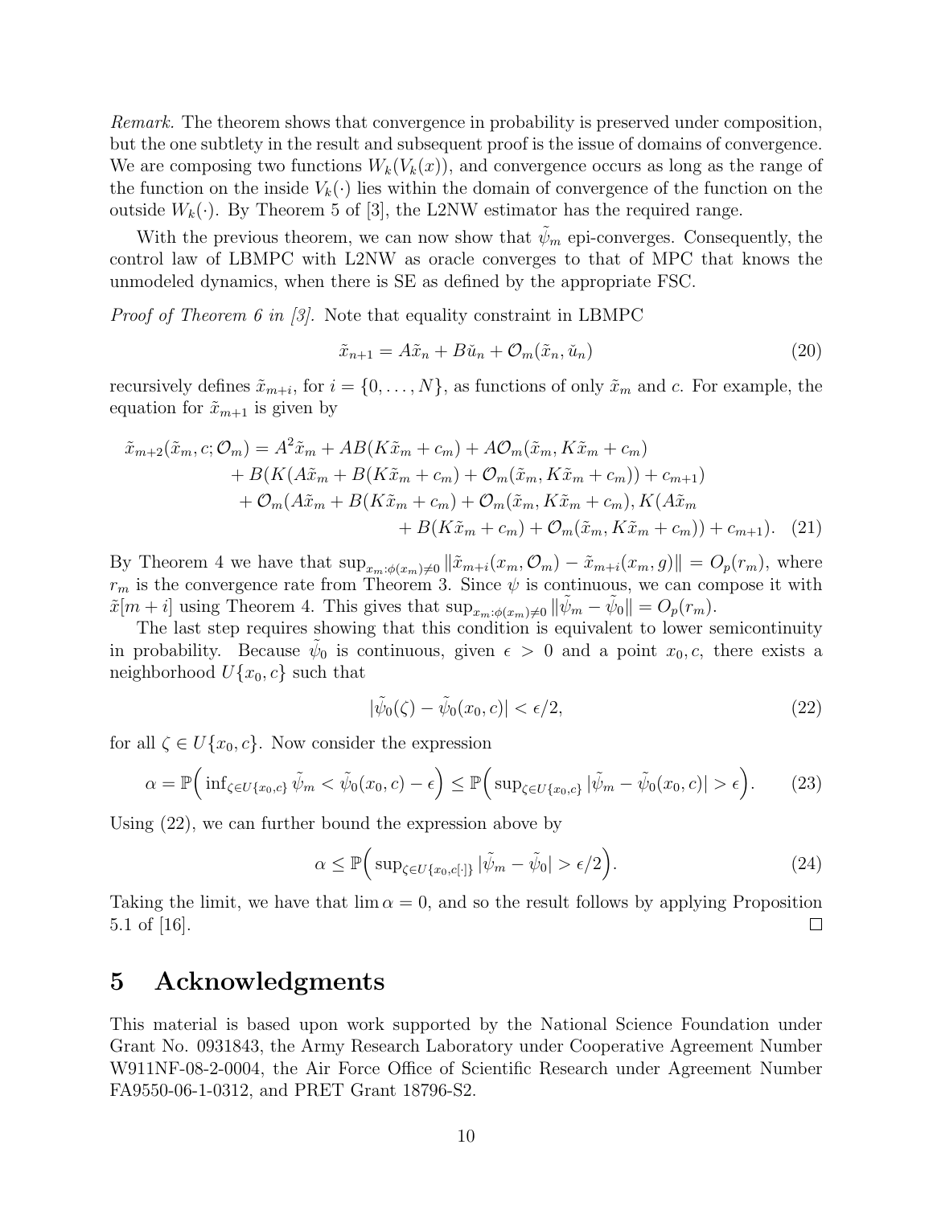*Remark.* The theorem shows that convergence in probability is preserved under composition, but the one subtlety in the result and subsequent proof is the issue of domains of convergence. We are composing two functions $W_k(V_k(x))$, and convergence occurs as long as the range of the function on the inside $V_k(\cdot)$ lies within the domain of convergence of the function on the outside $W_k(\cdot)$. By Theorem 5 of [3], the L2NW estimator has the required range.

With the previous theorem, we can now show that $\tilde{\psi}_m$ epi-converges. Consequently, the control law of LBMPC with L2NW as oracle converges to that of MPC that knows the unmodeled dynamics, when there is SE as defined by the appropriate FSC.

*Proof of Theorem 6 in [3].* Note that equality constraint in LBMPC

$$\tilde{x}_{n+1} = A\tilde{x}_n + B\check{u}_n + \mathcal{O}_m(\tilde{x}_n, \check{u}_n) \tag{20}$$

recursively defines $\tilde{x}_{m+i}$, for $i = \{0, \dots, N\}$, as functions of only $\tilde{x}_m$ and $c$. For example, the equation for $\tilde{x}_{m+1}$ is given by

$$\begin{aligned}
\tilde{x}_{m+2}(\tilde{x}_m, c; \mathcal{O}_m) = A^2\tilde{x}_m + AB(K\tilde{x}_m + c_m) + A\mathcal{O}_m(\tilde{x}_m, K\tilde{x}_m + c_m) \\
+ B(K(A\tilde{x}_m + B(K\tilde{x}_m + c_m) + \mathcal{O}_m(\tilde{x}_m, K\tilde{x}_m + c_m)) + c_{m+1}) \\
+ \mathcal{O}_m(A\tilde{x}_m + B(K\tilde{x}_m + c_m) + \mathcal{O}_m(\tilde{x}_m, K\tilde{x}_m + c_m), K(A\tilde{x}_m \\
+ B(K\tilde{x}_m + c_m) + \mathcal{O}_m(\tilde{x}_m, K\tilde{x}_m + c_m)) + c_{m+1}).
\end{aligned} \tag{21}$$

By Theorem 4 we have that $\sup_{x_m : \phi(x_m) \neq 0} \|\tilde{x}_{m+i}(x_m, \mathcal{O}_m) - \tilde{x}_{m+i}(x_m, g)\| = O_p(r_m)$, where $r_m$ is the convergence rate from Theorem 3. Since $\psi$ is continuous, we can compose it with $\tilde{x}[m+i]$ using Theorem 4. This gives that $\sup_{x_m : \phi(x_m) \neq 0} \|\tilde{\psi}_m - \tilde{\psi}_0\| = O_p(r_m)$.

The last step requires showing that this condition is equivalent to lower semicontinuity in probability. Because $\tilde{\psi}_0$ is continuous, given $\epsilon > 0$ and a point $x_0, c$, there exists a neighborhood $U\{x_0, c\}$ such that

$$|\tilde{\psi}_0(\zeta) - \tilde{\psi}_0(x_0, c)| < \epsilon/2, \tag{22}$$

for all $\zeta \in U\{x_0, c\}$. Now consider the expression

$$\alpha = \mathbb{P}\Big( \inf_{\zeta \in U\{x_0, c\}} \tilde{\psi}_m < \tilde{\psi}_0(x_0, c) - \epsilon \Big) \leq \mathbb{P}\Big( \sup_{\zeta \in U\{x_0, c\}} |\tilde{\psi}_m - \tilde{\psi}_0(x_0, c)| > \epsilon \Big). \tag{23}$$

Using (22), we can further bound the expression above by

$$\alpha \leq \mathbb{P}\Big( \sup_{\zeta \in U\{x_0, c[\cdot]\}} |\tilde{\psi}_m - \tilde{\psi}_0| > \epsilon/2 \Big). \tag{24}$$

Taking the limit, we have that $\lim \alpha = 0$, and so the result follows by applying Proposition 5.1 of [16]. □

# 5 Acknowledgments

This material is based upon work supported by the National Science Foundation under Grant No. 0931843, the Army Research Laboratory under Cooperative Agreement Number W911NF-08-2-0004, the Air Force Office of Scientific Research under Agreement Number FA9550-06-1-0312, and PRET Grant 18796-S2.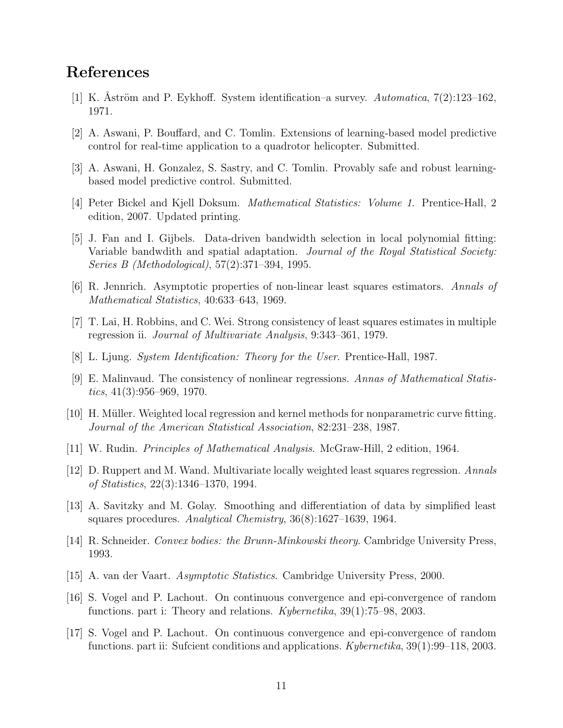## References

[1] K. Åström and P. Eykhoff. System identification–a survey. *Automatica*, 7(2):123–162, 1971.

[2] A. Aswani, P. Bouffard, and C. Tomlin. Extensions of learning-based model predictive control for real-time application to a quadrotor helicopter. Submitted.

[3] A. Aswani, H. Gonzalez, S. Sastry, and C. Tomlin. Provably safe and robust learning-based model predictive control. Submitted.

[4] Peter Bickel and Kjell Doksum. *Mathematical Statistics: Volume 1*. Prentice-Hall, 2 edition, 2007. Updated printing.

[5] J. Fan and I. Gijbels. Data-driven bandwidth selection in local polynomial fitting: Variable bandwdith and spatial adaptation. *Journal of the Royal Statistical Society: Series B (Methodological)*, 57(2):371–394, 1995.

[6] R. Jennrich. Asymptotic properties of non-linear least squares estimators. *Annals of Mathematical Statistics*, 40:633–643, 1969.

[7] T. Lai, H. Robbins, and C. Wei. Strong consistency of least squares estimates in multiple regression ii. *Journal of Multivariate Analysis*, 9:343–361, 1979.

[8] L. Ljung. *System Identification: Theory for the User*. Prentice-Hall, 1987.

[9] E. Malinvaud. The consistency of nonlinear regressions. *Annas of Mathematical Statistics*, 41(3):956–969, 1970.

[10] H. Müller. Weighted local regression and kernel methods for nonparametric curve fitting. *Journal of the American Statistical Association*, 82:231–238, 1987.

[11] W. Rudin. *Principles of Mathematical Analysis*. McGraw-Hill, 2 edition, 1964.

[12] D. Ruppert and M. Wand. Multivariate locally weighted least squares regression. *Annals of Statistics*, 22(3):1346–1370, 1994.

[13] A. Savitzky and M. Golay. Smoothing and differentiation of data by simplified least squares procedures. *Analytical Chemistry*, 36(8):1627–1639, 1964.

[14] R. Schneider. *Convex bodies: the Brunn-Minkowski theory*. Cambridge University Press, 1993.

[15] A. van der Vaart. *Asymptotic Statistics*. Cambridge University Press, 2000.

[16] S. Vogel and P. Lachout. On continuous convergence and epi-convergence of random functions. part i: Theory and relations. *Kybernetika*, 39(1):75–98, 2003.

[17] S. Vogel and P. Lachout. On continuous convergence and epi-convergence of random functions. part ii: Sufcient conditions and applications. *Kybernetika*, 39(1):99–118, 2003.